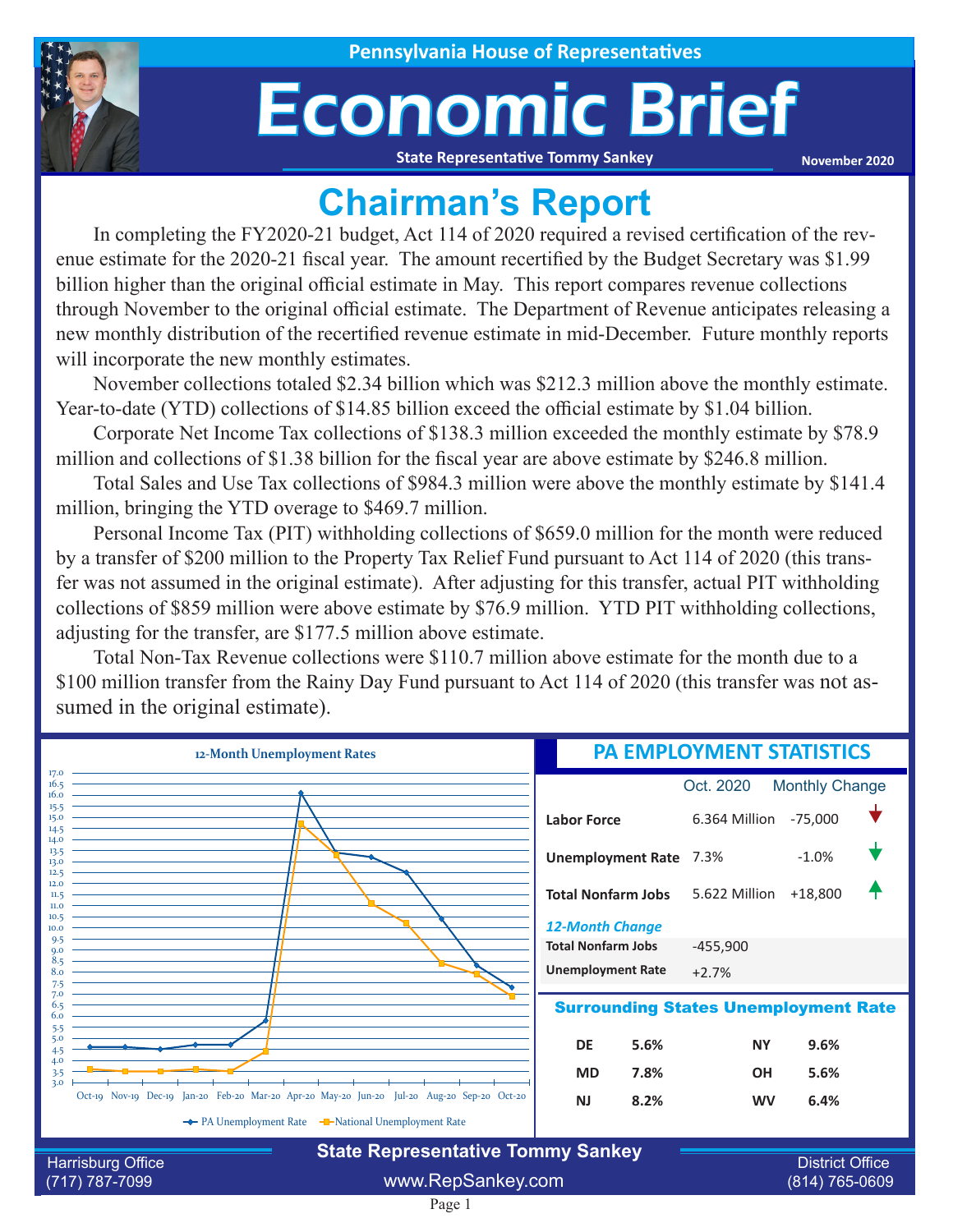Pennsylvania House of Representatives

# Economic Brief

State Representative Tommy Sankey

November 2020

## Chairman's Report

In completing the FY2020-21 budget, Act 114 of 2020 required a revised certification of the revenue estimate for the 2020-21 fiscal year. The amount recertified by the Budget Secretary was $1.99 billion higher than the original official estimate in May. This report compares revenue collections through November to the original official estimate. The Department of Revenue anticipates releasing a new monthly distribution of the recertified revenue estimate in mid-December. Future monthly reports will incorporate the new monthly estimates.

November collections totaled $2.34 billion which was $212.3 million above the monthly estimate. Year-to-date (YTD) collections of $14.85 billion exceed the official estimate by $1.04 billion.

Corporate Net Income Tax collections of $138.3 million exceeded the monthly estimate by $78.9 million and collections of $1.38 billion for the fiscal year are above estimate by $246.8 million.

Total Sales and Use Tax collections of $984.3 million were above the monthly estimate by $141.4 million, bringing the YTD overage to $469.7 million.

Personal Income Tax (PIT) withholding collections of $659.0 million for the month were reduced by a transfer of $200 million to the Property Tax Relief Fund pursuant to Act 114 of 2020 (this transfer was not assumed in the original estimate). After adjusting for this transfer, actual PIT withholding collections of $859 million were above estimate by $76.9 million. YTD PIT withholding collections, adjusting for the transfer, are $177.5 million above estimate.

Total Non-Tax Revenue collections were $110.7 million above estimate for the month due to a $100 million transfer from the Rainy Day Fund pursuant to Act 114 of 2020 (this transfer was not assumed in the original estimate).

### 12-Month Unemployment Rates

| Month | PA Unemployment Rate | National Unemployment Rate |
|---|---|---|
| Oct-19 | 4.6 | 3.6 |
| Nov-19 | 4.6 | 3.5 |
| Dec-19 | 4.5 | 3.5 |
| Jan-20 | 4.7 | 3.6 |
| Feb-20 | 4.7 | 3.5 |
| Mar-20 | 5.8 | 4.4 |
| Apr-20 | 16.1 | 14.7 |
| May-20 | 13.4 | 13.3 |
| Jun-20 | 13.2 | 11.1 |
| Jul-20 | 12.5 | 10.2 |
| Aug-20 | 10.4 | 8.4 |
| Sep-20 | 8.3 | 7.9 |
| Oct-20 | 7.3 | 6.9 |

### PA EMPLOYMENT STATISTICS

| | Oct. 2020 | Monthly Change |
|---|---|---|
| Labor Force | 6.364 Million | -75,000 |
| Unemployment Rate | 7.3% | -1.0% |
| Total Nonfarm Jobs | 5.622 Million | +18,800 |

*12-Month Change*

| | |
|---|---|
| Total Nonfarm Jobs | -455,900 |
| Unemployment Rate | +2.7% |

### Surrounding States Unemployment Rate

| State | Rate | State | Rate |
|---|---|---|---|
| DE | 5.6% | NY | 9.6% |
| MD | 7.8% | OH | 5.6% |
| NJ | 8.2% | WV | 6.4% |

**State Representative Tommy Sankey**

Harrisburg Office (717) 787-7099

www.RepSankey.com

District Office (814) 765-0609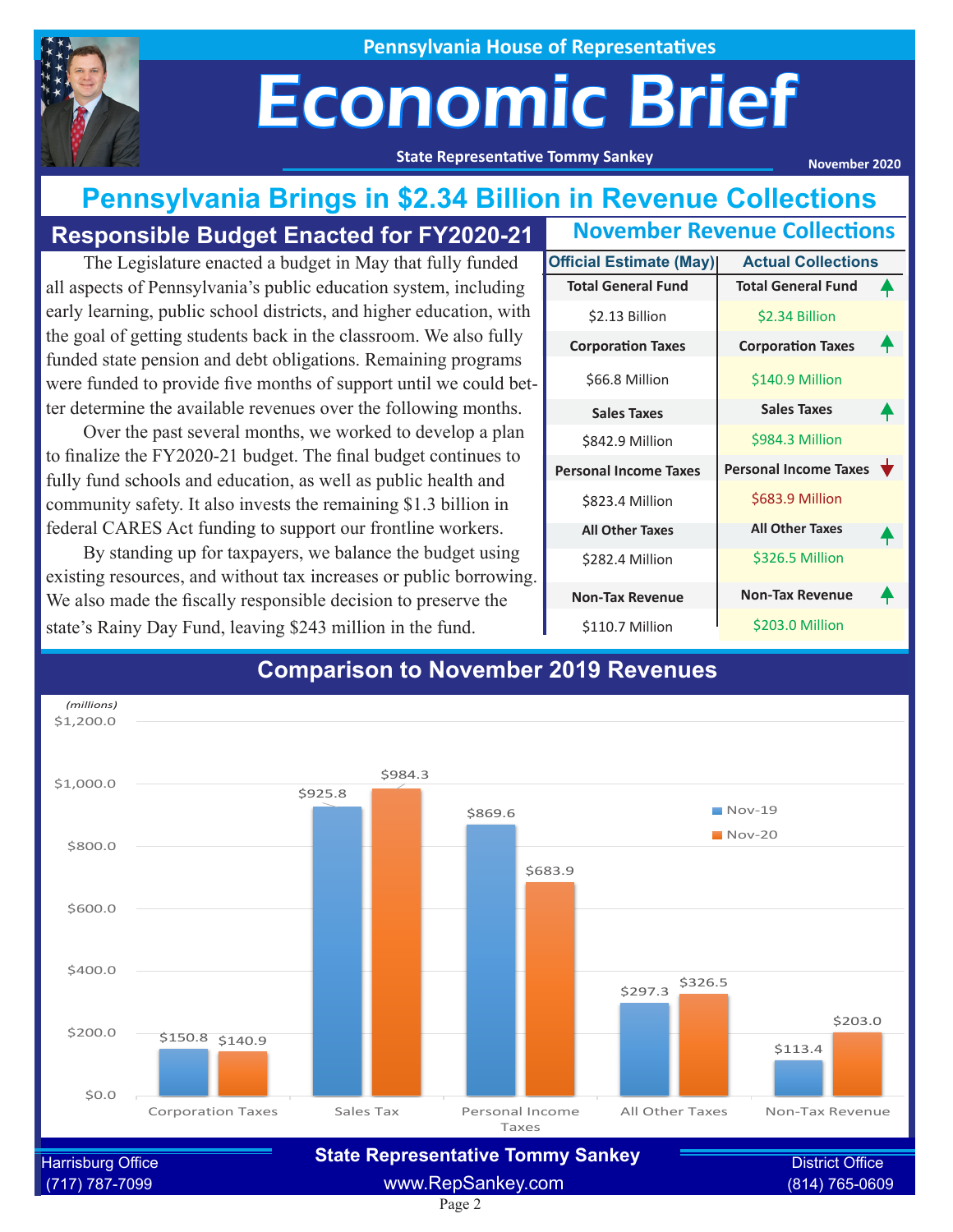Pennsylvania House of Representatives

# Economic Brief

State Representative Tommy Sankey

November 2020

## Pennsylvania Brings in $2.34 Billion in Revenue Collections

### Responsible Budget Enacted for FY2020-21

The Legislature enacted a budget in May that fully funded all aspects of Pennsylvania's public education system, including early learning, public school districts, and higher education, with the goal of getting students back in the classroom. We also fully funded state pension and debt obligations. Remaining programs were funded to provide five months of support until we could better determine the available revenues over the following months.

Over the past several months, we worked to develop a plan to finalize the FY2020-21 budget. The final budget continues to fully fund schools and education, as well as public health and community safety. It also invests the remaining $1.3 billion in federal CARES Act funding to support our frontline workers.

By standing up for taxpayers, we balance the budget using existing resources, and without tax increases or public borrowing. We also made the fiscally responsible decision to preserve the state's Rainy Day Fund, leaving $243 million in the fund.

### November Revenue Collections

| Official Estimate (May) | Actual Collections |
|---|---|
| **Total General Fund** | **Total General Fund** ▲ |
| $2.13 Billion | $2.34 Billion |
| **Corporation Taxes** | **Corporation Taxes** ▲ |
| $66.8 Million | $140.9 Million |
| **Sales Taxes** | **Sales Taxes** ▲ |
| $842.9 Million | $984.3 Million |
| **Personal Income Taxes** | **Personal Income Taxes** ▼ |
| $823.4 Million | $683.9 Million |
| **All Other Taxes** | **All Other Taxes** ▲ |
| $282.4 Million | $326.5 Million |
| **Non-Tax Revenue** | **Non-Tax Revenue** ▲ |
| $110.7 Million | $203.0 Million |

### Comparison to November 2019 Revenues

(millions)

$1,200.0
$1,000.0
$800.0
$600.0
$400.0
$200.0
$0.0

Nov-19
Nov-20

Corporation Taxes: $150.8, $140.9
Sales Tax: $925.8, $984.3
Personal Income Taxes: $869.6, $683.9
All Other Taxes: $297.3, $326.5
Non-Tax Revenue: $113.4, $203.0

Harrisburg Office
(717) 787-7099

**State Representative Tommy Sankey**
www.RepSankey.com

District Office
(814) 765-0609